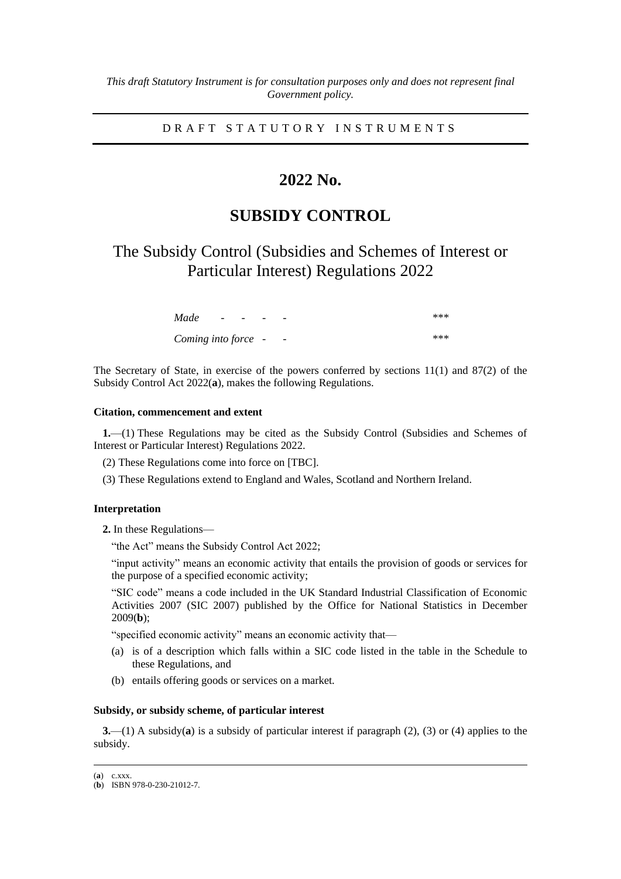*This draft Statutory Instrument is for consultation purposes only and does not represent final Government policy.*

DRAFT STATUTORY INSTRUMENTS

# 2022 No.

# SUBSIDY CONTROL

## The Subsidy Control (Subsidies and Schemes of Interest or Particular Interest) Regulations 2022

| | |
|---|---|
| *Made - - - -* | \*\*\* |
| *Coming into force - -* | \*\*\* |

The Secretary of State, in exercise of the powers conferred by sections 11(1) and 87(2) of the Subsidy Control Act 2022(**a**), makes the following Regulations.

### Citation, commencement and extent

**1.**—(1) These Regulations may be cited as the Subsidy Control (Subsidies and Schemes of Interest or Particular Interest) Regulations 2022.

(2) These Regulations come into force on [TBC].

(3) These Regulations extend to England and Wales, Scotland and Northern Ireland.

### Interpretation

**2.** In these Regulations—

"the Act" means the Subsidy Control Act 2022;

"input activity" means an economic activity that entails the provision of goods or services for the purpose of a specified economic activity;

"SIC code" means a code included in the UK Standard Industrial Classification of Economic Activities 2007 (SIC 2007) published by the Office for National Statistics in December 2009(**b**);

"specified economic activity" means an economic activity that—

(a) is of a description which falls within a SIC code listed in the table in the Schedule to these Regulations, and

(b) entails offering goods or services on a market.

### Subsidy, or subsidy scheme, of particular interest

**3.**—(1) A subsidy(**a**) is a subsidy of particular interest if paragraph (2), (3) or (4) applies to the subsidy.

---

(**a**) c.xxx.

(**b**) ISBN 978-0-230-21012-7.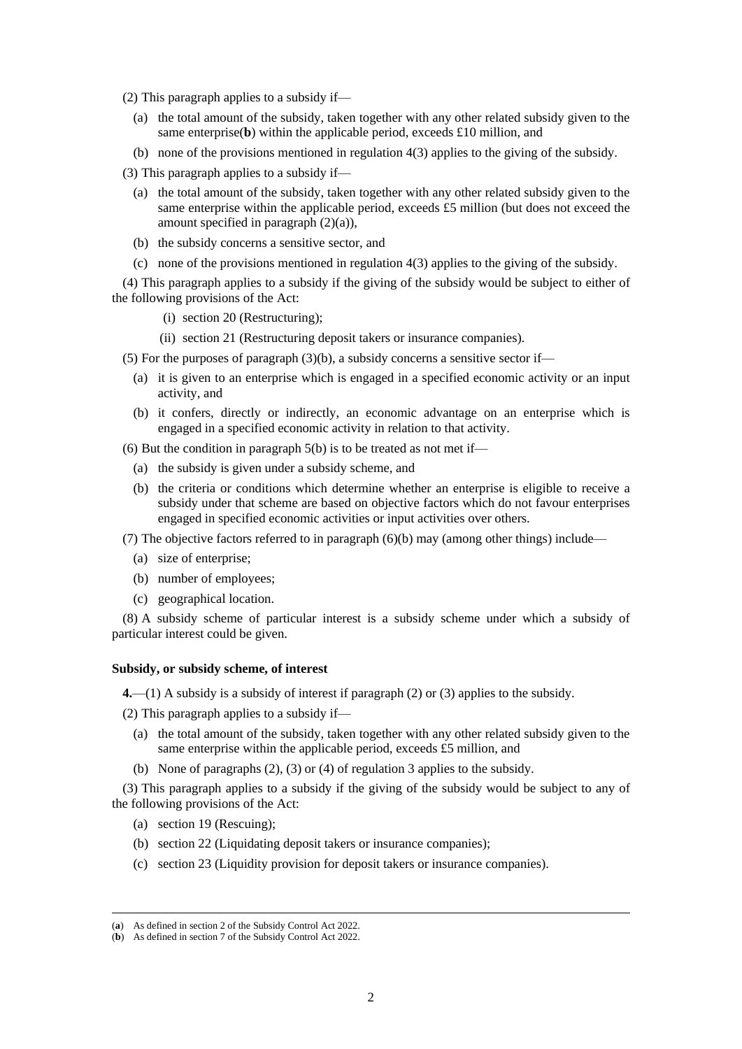(2) This paragraph applies to a subsidy if—

(a) the total amount of the subsidy, taken together with any other related subsidy given to the same enterprise(**b**) within the applicable period, exceeds £10 million, and

(b) none of the provisions mentioned in regulation 4(3) applies to the giving of the subsidy.

(3) This paragraph applies to a subsidy if—

(a) the total amount of the subsidy, taken together with any other related subsidy given to the same enterprise within the applicable period, exceeds £5 million (but does not exceed the amount specified in paragraph (2)(a)),

(b) the subsidy concerns a sensitive sector, and

(c) none of the provisions mentioned in regulation 4(3) applies to the giving of the subsidy.

(4) This paragraph applies to a subsidy if the giving of the subsidy would be subject to either of the following provisions of the Act:

(i) section 20 (Restructuring);

(ii) section 21 (Restructuring deposit takers or insurance companies).

(5) For the purposes of paragraph (3)(b), a subsidy concerns a sensitive sector if—

(a) it is given to an enterprise which is engaged in a specified economic activity or an input activity, and

(b) it confers, directly or indirectly, an economic advantage on an enterprise which is engaged in a specified economic activity in relation to that activity.

(6) But the condition in paragraph 5(b) is to be treated as not met if—

(a) the subsidy is given under a subsidy scheme, and

(b) the criteria or conditions which determine whether an enterprise is eligible to receive a subsidy under that scheme are based on objective factors which do not favour enterprises engaged in specified economic activities or input activities over others.

(7) The objective factors referred to in paragraph (6)(b) may (among other things) include—

(a) size of enterprise;

(b) number of employees;

(c) geographical location.

(8) A subsidy scheme of particular interest is a subsidy scheme under which a subsidy of particular interest could be given.

**Subsidy, or subsidy scheme, of interest**

**4.**—(1) A subsidy is a subsidy of interest if paragraph (2) or (3) applies to the subsidy.

(2) This paragraph applies to a subsidy if—

(a) the total amount of the subsidy, taken together with any other related subsidy given to the same enterprise within the applicable period, exceeds £5 million, and

(b) None of paragraphs (2), (3) or (4) of regulation 3 applies to the subsidy.

(3) This paragraph applies to a subsidy if the giving of the subsidy would be subject to any of the following provisions of the Act:

(a) section 19 (Rescuing);

(b) section 22 (Liquidating deposit takers or insurance companies);

(c) section 23 (Liquidity provision for deposit takers or insurance companies).

---

(**a**) As defined in section 2 of the Subsidy Control Act 2022.

(**b**) As defined in section 7 of the Subsidy Control Act 2022.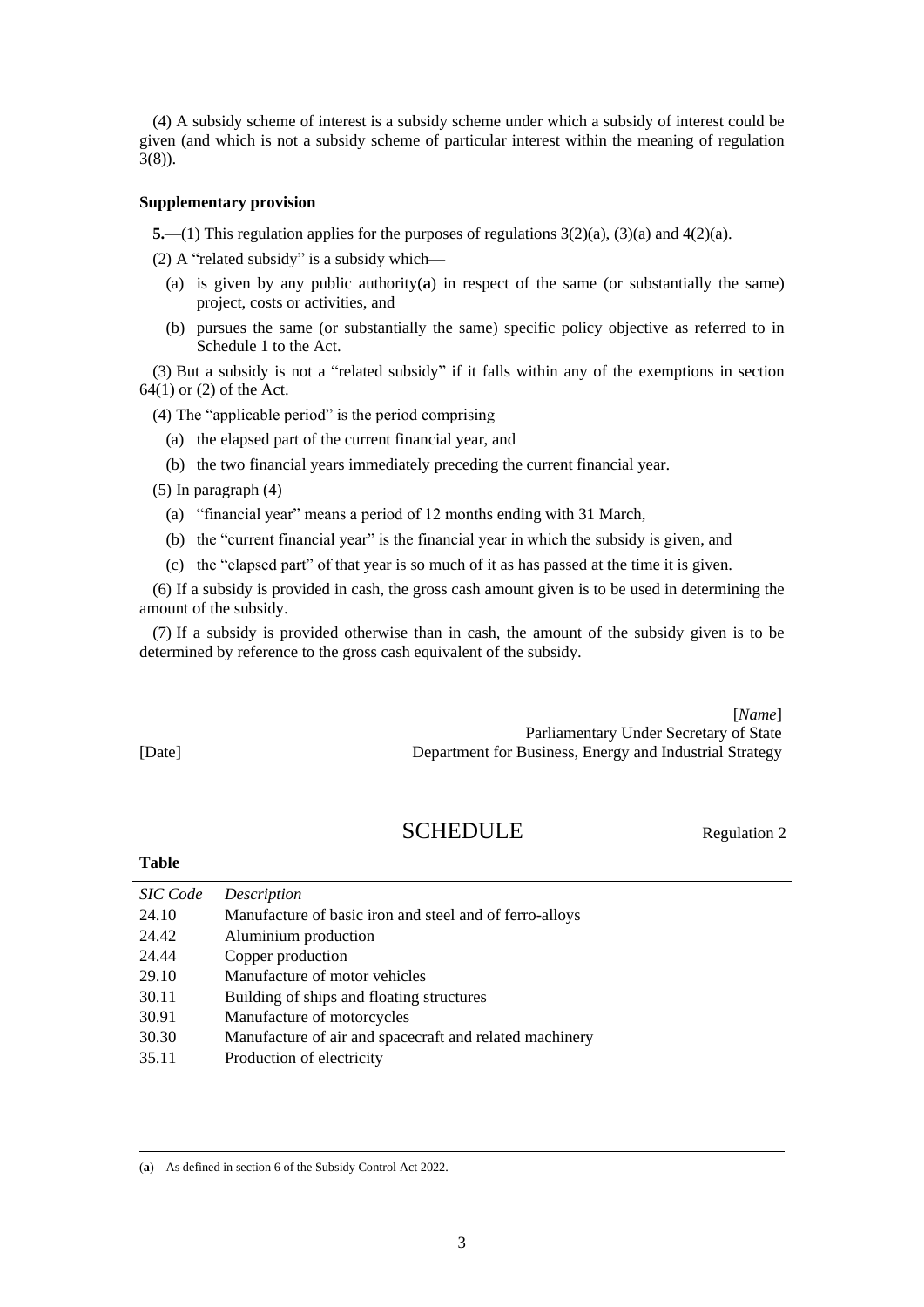(4) A subsidy scheme of interest is a subsidy scheme under which a subsidy of interest could be given (and which is not a subsidy scheme of particular interest within the meaning of regulation 3(8)).

### Supplementary provision

**5.**—(1) This regulation applies for the purposes of regulations 3(2)(a), (3)(a) and 4(2)(a).

(2) A "related subsidy" is a subsidy which—

(a) is given by any public authority(**a**) in respect of the same (or substantially the same) project, costs or activities, and

(b) pursues the same (or substantially the same) specific policy objective as referred to in Schedule 1 to the Act.

(3) But a subsidy is not a "related subsidy" if it falls within any of the exemptions in section 64(1) or (2) of the Act.

(4) The "applicable period" is the period comprising—

(a) the elapsed part of the current financial year, and

(b) the two financial years immediately preceding the current financial year.

(5) In paragraph (4)—

(a) "financial year" means a period of 12 months ending with 31 March,

(b) the "current financial year" is the financial year in which the subsidy is given, and

(c) the "elapsed part" of that year is so much of it as has passed at the time it is given.

(6) If a subsidy is provided in cash, the gross cash amount given is to be used in determining the amount of the subsidy.

(7) If a subsidy is provided otherwise than in cash, the amount of the subsidy given is to be determined by reference to the gross cash equivalent of the subsidy.

[*Name*]
Parliamentary Under Secretary of State
Department for Business, Energy and Industrial Strategy

[Date]

## SCHEDULE

Regulation 2

**Table**

| *SIC Code* | *Description* |
|---|---|
| 24.10 | Manufacture of basic iron and steel and of ferro-alloys |
| 24.42 | Aluminium production |
| 24.44 | Copper production |
| 29.10 | Manufacture of motor vehicles |
| 30.11 | Building of ships and floating structures |
| 30.91 | Manufacture of motorcycles |
| 30.30 | Manufacture of air and spacecraft and related machinery |
| 35.11 | Production of electricity |

(**a**) As defined in section 6 of the Subsidy Control Act 2022.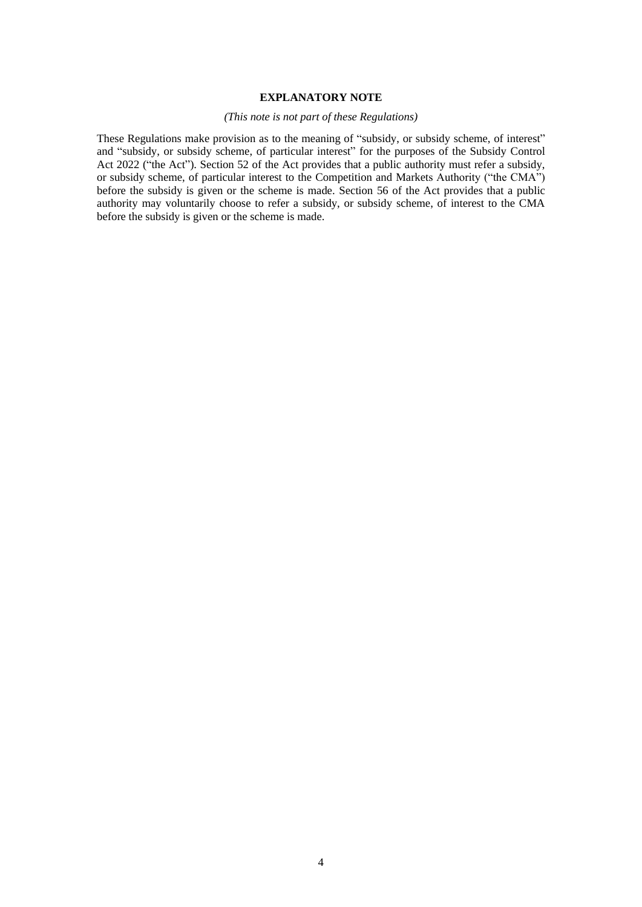## EXPLANATORY NOTE

*(This note is not part of these Regulations)*

These Regulations make provision as to the meaning of "subsidy, or subsidy scheme, of interest" and "subsidy, or subsidy scheme, of particular interest" for the purposes of the Subsidy Control Act 2022 ("the Act"). Section 52 of the Act provides that a public authority must refer a subsidy, or subsidy scheme, of particular interest to the Competition and Markets Authority ("the CMA") before the subsidy is given or the scheme is made. Section 56 of the Act provides that a public authority may voluntarily choose to refer a subsidy, or subsidy scheme, of interest to the CMA before the subsidy is given or the scheme is made.